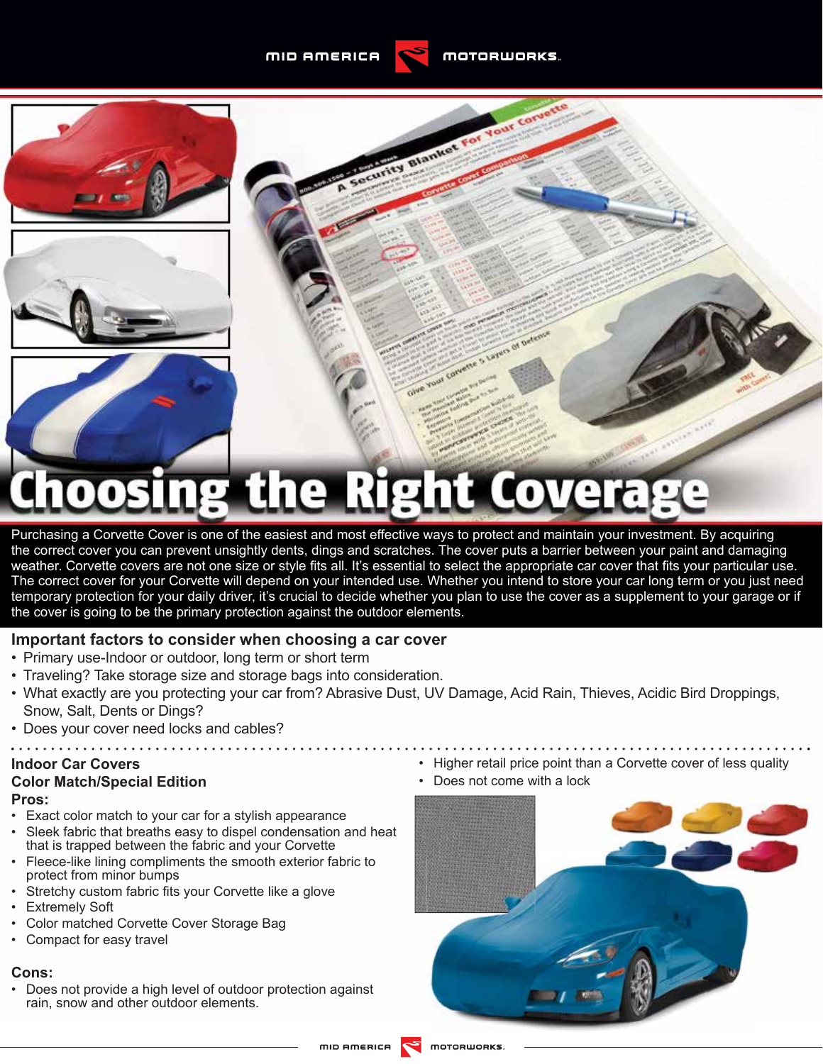# Choosing the Right Coverage

Purchasing a Corvette Cover is one of the easiest and most effective ways to protect and maintain your investment. By acquiring the correct cover you can prevent unsightly dents, dings and scratches. The cover puts a barrier between your paint and damaging weather. Corvette covers are not one size or style fits all. It's essential to select the appropriate car cover that fits your particular use. The correct cover for your Corvette will depend on your intended use. Whether you intend to store your car long term or you just need temporary protection for your daily driver, it's crucial to decide whether you plan to use the cover as a supplement to your garage or if the cover is going to be the primary protection against the outdoor elements.

## Important factors to consider when choosing a car cover

- Primary use-Indoor or outdoor, long term or short term
- Traveling? Take storage size and storage bags into consideration.
- What exactly are you protecting your car from? Abrasive Dust, UV Damage, Acid Rain, Thieves, Acidic Bird Droppings, Snow, Salt, Dents or Dings?
- Does your cover need locks and cables?

## Indoor Car Covers

### Color Match/Special Edition

**Pros:**

- Exact color match to your car for a stylish appearance
- Sleek fabric that breaths easy to dispel condensation and heat that is trapped between the fabric and your Corvette
- Fleece-like lining compliments the smooth exterior fabric to protect from minor bumps
- Stretchy custom fabric fits your Corvette like a glove
- Extremely Soft
- Color matched Corvette Cover Storage Bag
- Compact for easy travel

**Cons:**

- Does not provide a high level of outdoor protection against rain, snow and other outdoor elements.
- Higher retail price point than a Corvette cover of less quality
- Does not come with a lock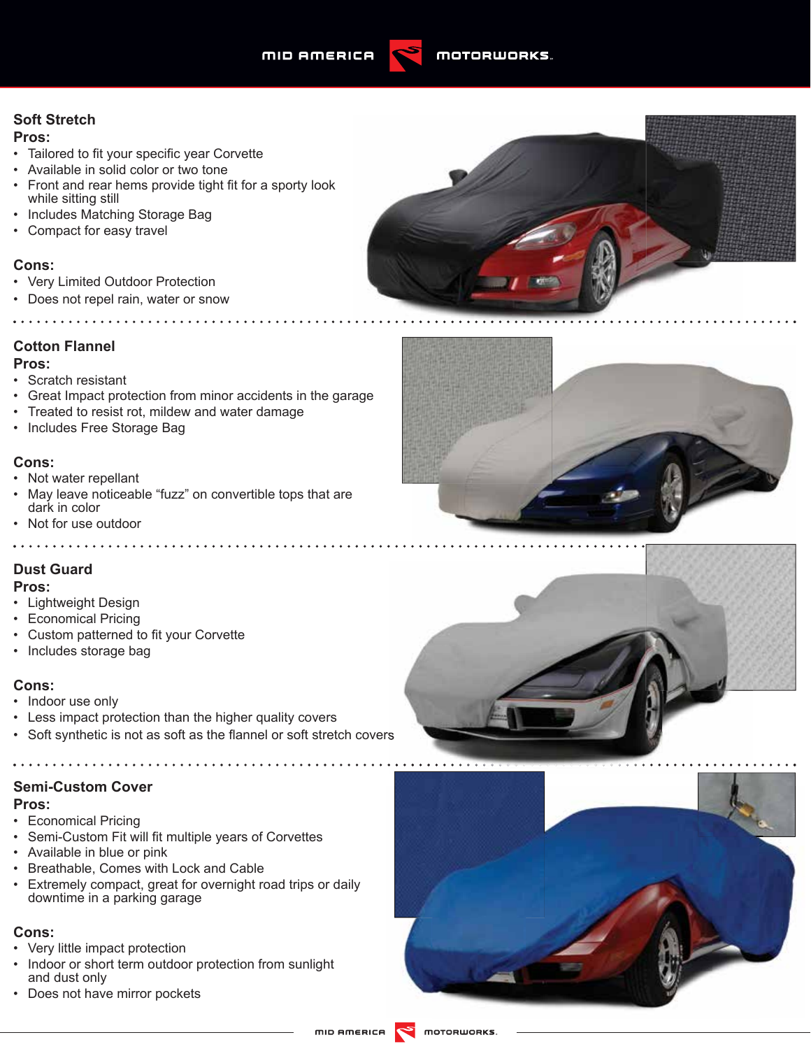## Soft Stretch

**Pros:**

- Tailored to fit your specific year Corvette
- Available in solid color or two tone
- Front and rear hems provide tight fit for a sporty look while sitting still
- Includes Matching Storage Bag
- Compact for easy travel

**Cons:**

- Very Limited Outdoor Protection
- Does not repel rain, water or snow

## Cotton Flannel

**Pros:**

- Scratch resistant
- Great Impact protection from minor accidents in the garage
- Treated to resist rot, mildew and water damage
- Includes Free Storage Bag

**Cons:**

- Not water repellant
- May leave noticeable “fuzz” on convertible tops that are dark in color
- Not for use outdoor

## Dust Guard

**Pros:**

- Lightweight Design
- Economical Pricing
- Custom patterned to fit your Corvette
- Includes storage bag

**Cons:**

- Indoor use only
- Less impact protection than the higher quality covers
- Soft synthetic is not as soft as the flannel or soft stretch covers

## Semi-Custom Cover

**Pros:**

- Economical Pricing
- Semi-Custom Fit will fit multiple years of Corvettes
- Available in blue or pink
- Breathable, Comes with Lock and Cable
- Extremely compact, great for overnight road trips or daily downtime in a parking garage

**Cons:**

- Very little impact protection
- Indoor or short term outdoor protection from sunlight and dust only
- Does not have mirror pockets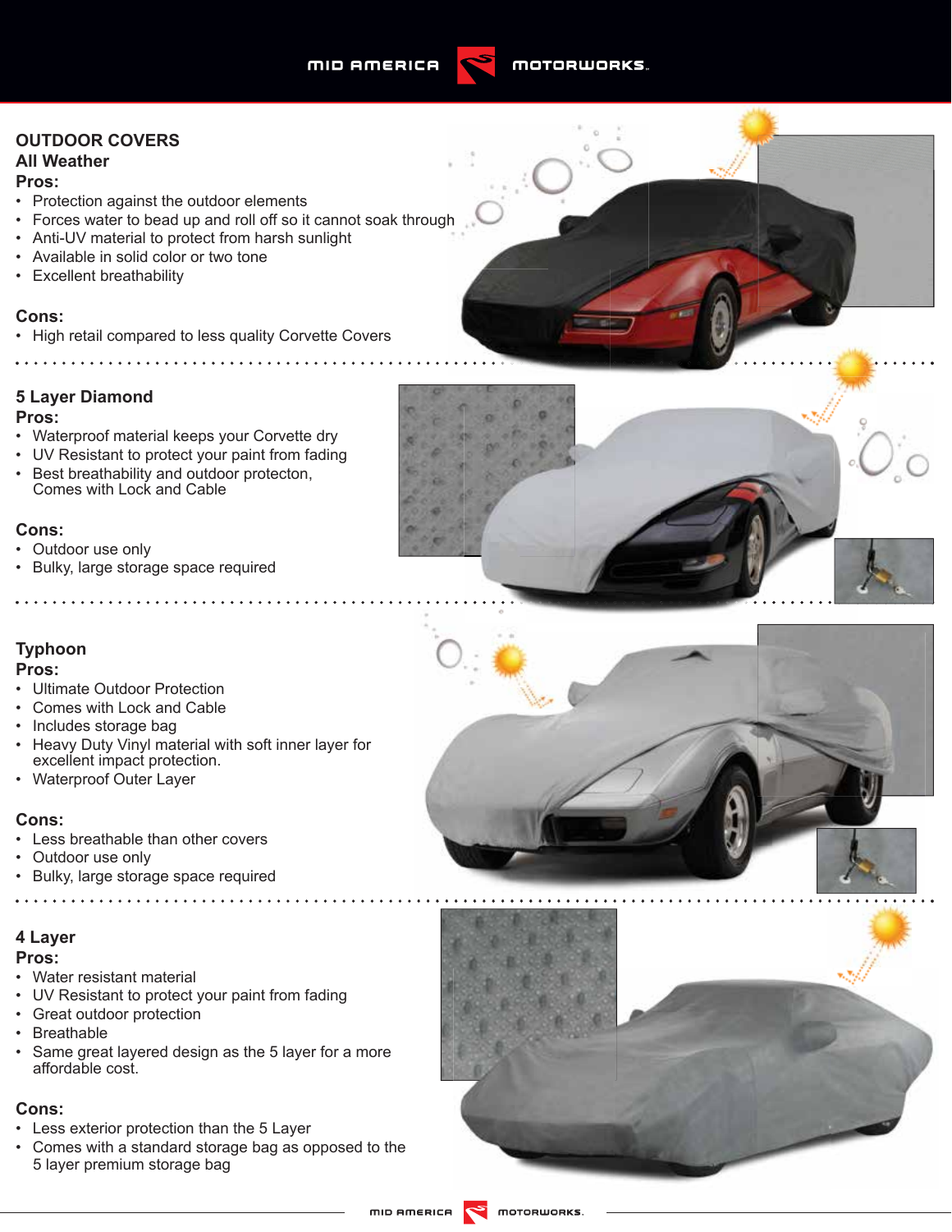## OUTDOOR COVERS

### All Weather

**Pros:**

- Protection against the outdoor elements
- Forces water to bead up and roll off so it cannot soak through
- Anti-UV material to protect from harsh sunlight
- Available in solid color or two tone
- Excellent breathability

**Cons:**

- High retail compared to less quality Corvette Covers

### 5 Layer Diamond

**Pros:**

- Waterproof material keeps your Corvette dry
- UV Resistant to protect your paint from fading
- Best breathability and outdoor protecton, Comes with Lock and Cable

**Cons:**

- Outdoor use only
- Bulky, large storage space required

### Typhoon

**Pros:**

- Ultimate Outdoor Protection
- Comes with Lock and Cable
- Includes storage bag
- Heavy Duty Vinyl material with soft inner layer for excellent impact protection.
- Waterproof Outer Layer

**Cons:**

- Less breathable than other covers
- Outdoor use only
- Bulky, large storage space required

### 4 Layer

**Pros:**

- Water resistant material
- UV Resistant to protect your paint from fading
- Great outdoor protection
- Breathable
- Same great layered design as the 5 layer for a more affordable cost.

**Cons:**

- Less exterior protection than the 5 Layer
- Comes with a standard storage bag as opposed to the 5 layer premium storage bag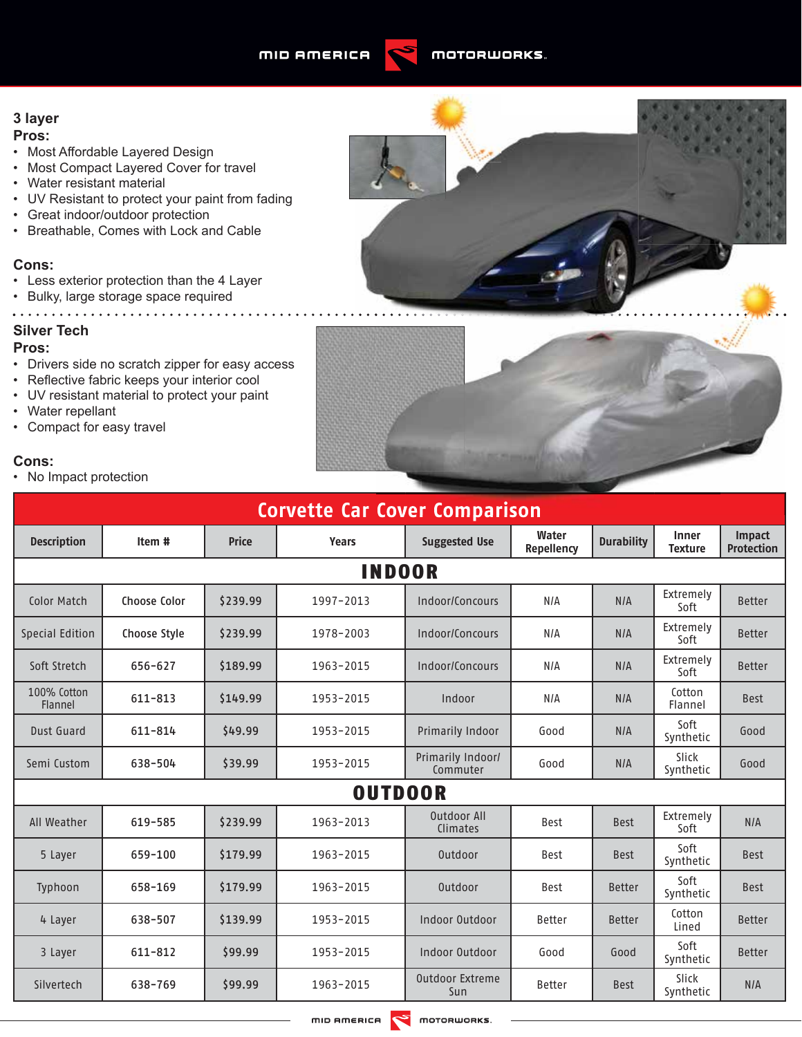### 3 layer

**Pros:**

- Most Affordable Layered Design
- Most Compact Layered Cover for travel
- Water resistant material
- UV Resistant to protect your paint from fading
- Great indoor/outdoor protection
- Breathable, Comes with Lock and Cable

**Cons:**

- Less exterior protection than the 4 Layer
- Bulky, large storage space required

### Silver Tech

**Pros:**

- Drivers side no scratch zipper for easy access
- Reflective fabric keeps your interior cool
- UV resistant material to protect your paint
- Water repellant
- Compact for easy travel

**Cons:**

- No Impact protection

## Corvette Car Cover Comparison

| Description | Item # | Price | Years | Suggested Use | Water Repellency | Durability | Inner Texture | Impact Protection |
|---|---|---|---|---|---|---|---|---|
| **INDOOR** | | | | | | | | |
| Color Match | Choose Color | $239.99 | 1997-2013 | Indoor/Concours | N/A | N/A | Extremely Soft | Better |
| Special Edition | Choose Style | $239.99 | 1978-2003 | Indoor/Concours | N/A | N/A | Extremely Soft | Better |
| Soft Stretch | 656-627 | $189.99 | 1963-2015 | Indoor/Concours | N/A | N/A | Extremely Soft | Better |
| 100% Cotton Flannel | 611-813 | $149.99 | 1953-2015 | Indoor | N/A | N/A | Cotton Flannel | Best |
| Dust Guard | 611-814 | $49.99 | 1953-2015 | Primarily Indoor | Good | N/A | Soft Synthetic | Good |
| Semi Custom | 638-504 | $39.99 | 1953-2015 | Primarily Indoor/ Commuter | Good | N/A | Slick Synthetic | Good |
| **OUTDOOR** | | | | | | | | |
| All Weather | 619-585 | $239.99 | 1963-2013 | Outdoor All Climates | Best | Best | Extremely Soft | N/A |
| 5 Layer | 659-100 | $179.99 | 1963-2015 | Outdoor | Best | Best | Soft Synthetic | Best |
| Typhoon | 658-169 | $179.99 | 1963-2015 | Outdoor | Best | Better | Soft Synthetic | Best |
| 4 Layer | 638-507 | $139.99 | 1953-2015 | Indoor Outdoor | Better | Better | Cotton Lined | Better |
| 3 Layer | 611-812 | $99.99 | 1953-2015 | Indoor Outdoor | Good | Good | Soft Synthetic | Better |
| Silvertech | 638-769 | $99.99 | 1963-2015 | Outdoor Extreme Sun | Better | Best | Slick Synthetic | N/A |